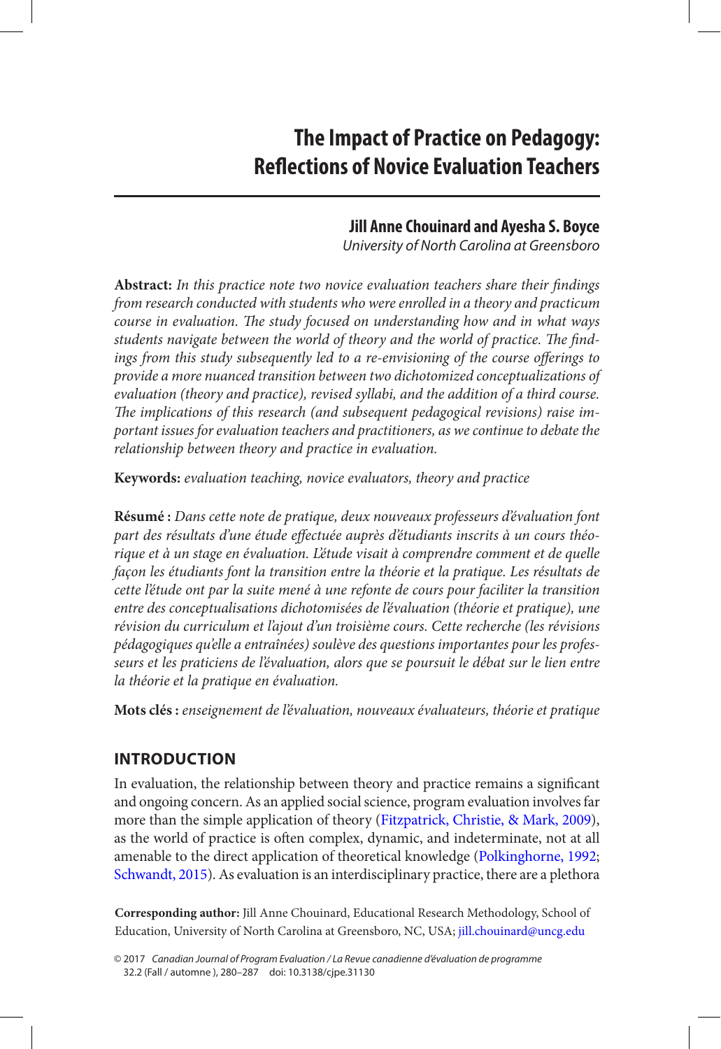# The Impact of Practice on Pedagogy: Reflections of Novice Evaluation Teachers

**Jill Anne Chouinard and Ayesha S. Boyce**

*University of North Carolina at Greensboro*

**Abstract:** *In this practice note two novice evaluation teachers share their findings from research conducted with students who were enrolled in a theory and practicum course in evaluation. The study focused on understanding how and in what ways students navigate between the world of theory and the world of practice. The findings from this study subsequently led to a re-envisioning of the course offerings to provide a more nuanced transition between two dichotomized conceptualizations of evaluation (theory and practice), revised syllabi, and the addition of a third course. The implications of this research (and subsequent pedagogical revisions) raise important issues for evaluation teachers and practitioners, as we continue to debate the relationship between theory and practice in evaluation.*

**Keywords:** *evaluation teaching, novice evaluators, theory and practice*

**Résumé :** *Dans cette note de pratique, deux nouveaux professeurs d'évaluation font part des résultats d'une étude effectuée auprès d'étudiants inscrits à un cours théorique et à un stage en évaluation. L'étude visait à comprendre comment et de quelle façon les étudiants font la transition entre la théorie et la pratique. Les résultats de cette l'étude ont par la suite mené à une refonte de cours pour faciliter la transition entre des conceptualisations dichotomisées de l'évaluation (théorie et pratique), une révision du curriculum et l'ajout d'un troisième cours. Cette recherche (les révisions pédagogiques qu'elle a entraînées) soulève des questions importantes pour les professeurs et les praticiens de l'évaluation, alors que se poursuit le débat sur le lien entre la théorie et la pratique en évaluation.*

**Mots clés :** *enseignement de l'évaluation, nouveaux évaluateurs, théorie et pratique*

## INTRODUCTION

In evaluation, the relationship between theory and practice remains a significant and ongoing concern. As an applied social science, program evaluation involves far more than the simple application of theory (Fitzpatrick, Christie, & Mark, 2009), as the world of practice is often complex, dynamic, and indeterminate, not at all amenable to the direct application of theoretical knowledge (Polkinghorne, 1992; Schwandt, 2015). As evaluation is an interdisciplinary practice, there are a plethora

**Corresponding author:** Jill Anne Chouinard, Educational Research Methodology, School of Education, University of North Carolina at Greensboro, NC, USA; jill.chouinard@uncg.edu

© 2017 *Canadian Journal of Program Evaluation / La Revue canadienne d'évaluation de programme* 32.2 (Fall / automne ), 280–287 doi: 10.3138/cjpe.31130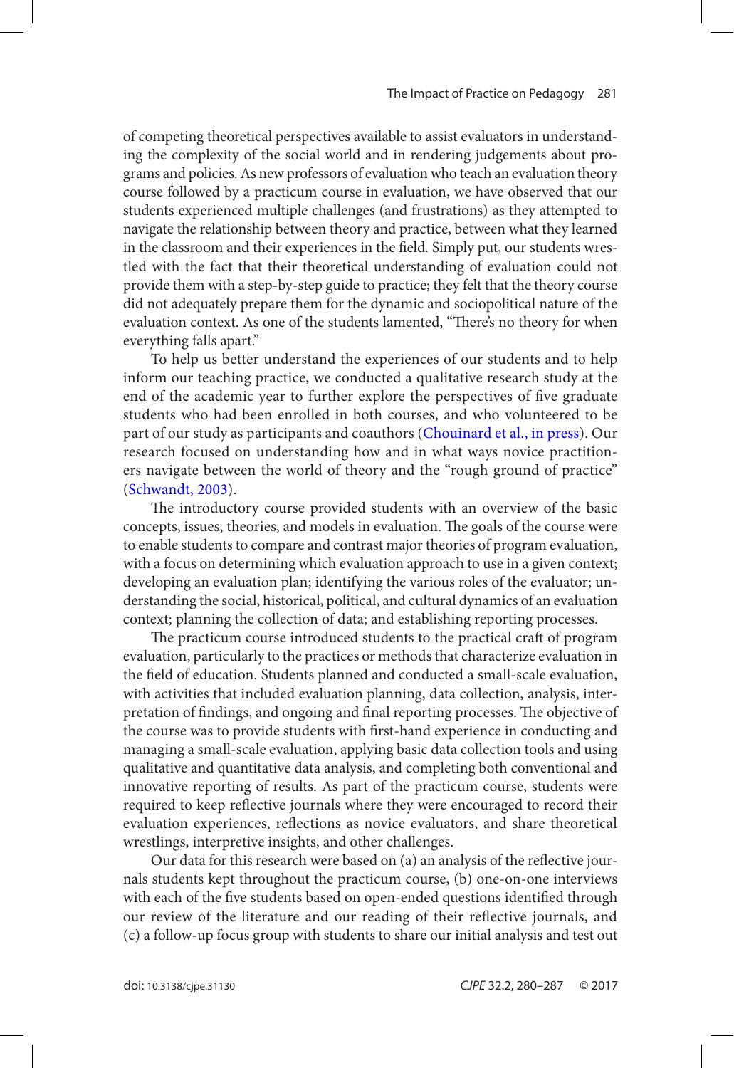of competing theoretical perspectives available to assist evaluators in understanding the complexity of the social world and in rendering judgements about programs and policies. As new professors of evaluation who teach an evaluation theory course followed by a practicum course in evaluation, we have observed that our students experienced multiple challenges (and frustrations) as they attempted to navigate the relationship between theory and practice, between what they learned in the classroom and their experiences in the field. Simply put, our students wrestled with the fact that their theoretical understanding of evaluation could not provide them with a step-by-step guide to practice; they felt that the theory course did not adequately prepare them for the dynamic and sociopolitical nature of the evaluation context. As one of the students lamented, "There's no theory for when everything falls apart."

To help us better understand the experiences of our students and to help inform our teaching practice, we conducted a qualitative research study at the end of the academic year to further explore the perspectives of five graduate students who had been enrolled in both courses, and who volunteered to be part of our study as participants and coauthors (Chouinard et al., in press). Our research focused on understanding how and in what ways novice practitioners navigate between the world of theory and the "rough ground of practice" (Schwandt, 2003).

The introductory course provided students with an overview of the basic concepts, issues, theories, and models in evaluation. The goals of the course were to enable students to compare and contrast major theories of program evaluation, with a focus on determining which evaluation approach to use in a given context; developing an evaluation plan; identifying the various roles of the evaluator; understanding the social, historical, political, and cultural dynamics of an evaluation context; planning the collection of data; and establishing reporting processes.

The practicum course introduced students to the practical craft of program evaluation, particularly to the practices or methods that characterize evaluation in the field of education. Students planned and conducted a small-scale evaluation, with activities that included evaluation planning, data collection, analysis, interpretation of findings, and ongoing and final reporting processes. The objective of the course was to provide students with first-hand experience in conducting and managing a small-scale evaluation, applying basic data collection tools and using qualitative and quantitative data analysis, and completing both conventional and innovative reporting of results. As part of the practicum course, students were required to keep reflective journals where they were encouraged to record their evaluation experiences, reflections as novice evaluators, and share theoretical wrestlings, interpretive insights, and other challenges.

Our data for this research were based on (a) an analysis of the reflective journals students kept throughout the practicum course, (b) one-on-one interviews with each of the five students based on open-ended questions identified through our review of the literature and our reading of their reflective journals, and (c) a follow-up focus group with students to share our initial analysis and test out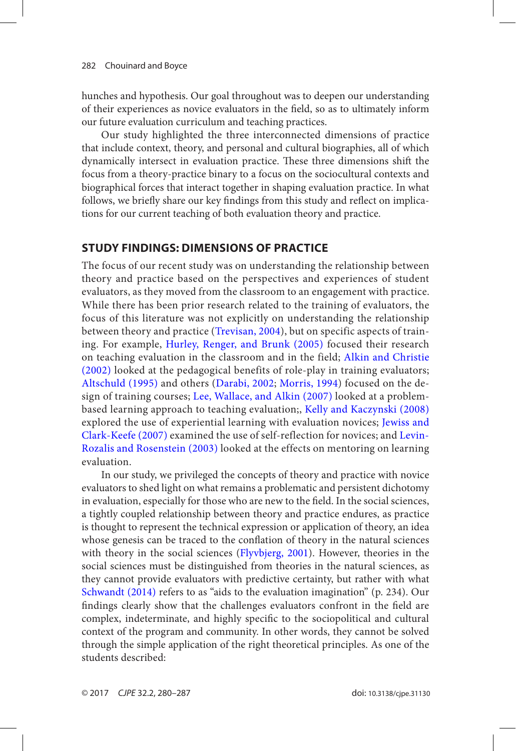hunches and hypothesis. Our goal throughout was to deepen our understanding of their experiences as novice evaluators in the field, so as to ultimately inform our future evaluation curriculum and teaching practices.

Our study highlighted the three interconnected dimensions of practice that include context, theory, and personal and cultural biographies, all of which dynamically intersect in evaluation practice. These three dimensions shift the focus from a theory-practice binary to a focus on the sociocultural contexts and biographical forces that interact together in shaping evaluation practice. In what follows, we briefly share our key findings from this study and reflect on implications for our current teaching of both evaluation theory and practice.

## STUDY FINDINGS: DIMENSIONS OF PRACTICE

The focus of our recent study was on understanding the relationship between theory and practice based on the perspectives and experiences of student evaluators, as they moved from the classroom to an engagement with practice. While there has been prior research related to the training of evaluators, the focus of this literature was not explicitly on understanding the relationship between theory and practice (Trevisan, 2004), but on specific aspects of training. For example, Hurley, Renger, and Brunk (2005) focused their research on teaching evaluation in the classroom and in the field; Alkin and Christie (2002) looked at the pedagogical benefits of role-play in training evaluators; Altschuld (1995) and others (Darabi, 2002; Morris, 1994) focused on the design of training courses; Lee, Wallace, and Alkin (2007) looked at a problem-based learning approach to teaching evaluation;, Kelly and Kaczynski (2008) explored the use of experiential learning with evaluation novices; Jewiss and Clark-Keefe (2007) examined the use of self-reflection for novices; and Levin-Rozalis and Rosenstein (2003) looked at the effects on mentoring on learning evaluation.

In our study, we privileged the concepts of theory and practice with novice evaluators to shed light on what remains a problematic and persistent dichotomy in evaluation, especially for those who are new to the field. In the social sciences, a tightly coupled relationship between theory and practice endures, as practice is thought to represent the technical expression or application of theory, an idea whose genesis can be traced to the conflation of theory in the natural sciences with theory in the social sciences (Flyvbjerg, 2001). However, theories in the social sciences must be distinguished from theories in the natural sciences, as they cannot provide evaluators with predictive certainty, but rather with what Schwandt (2014) refers to as "aids to the evaluation imagination" (p. 234). Our findings clearly show that the challenges evaluators confront in the field are complex, indeterminate, and highly specific to the sociopolitical and cultural context of the program and community. In other words, they cannot be solved through the simple application of the right theoretical principles. As one of the students described: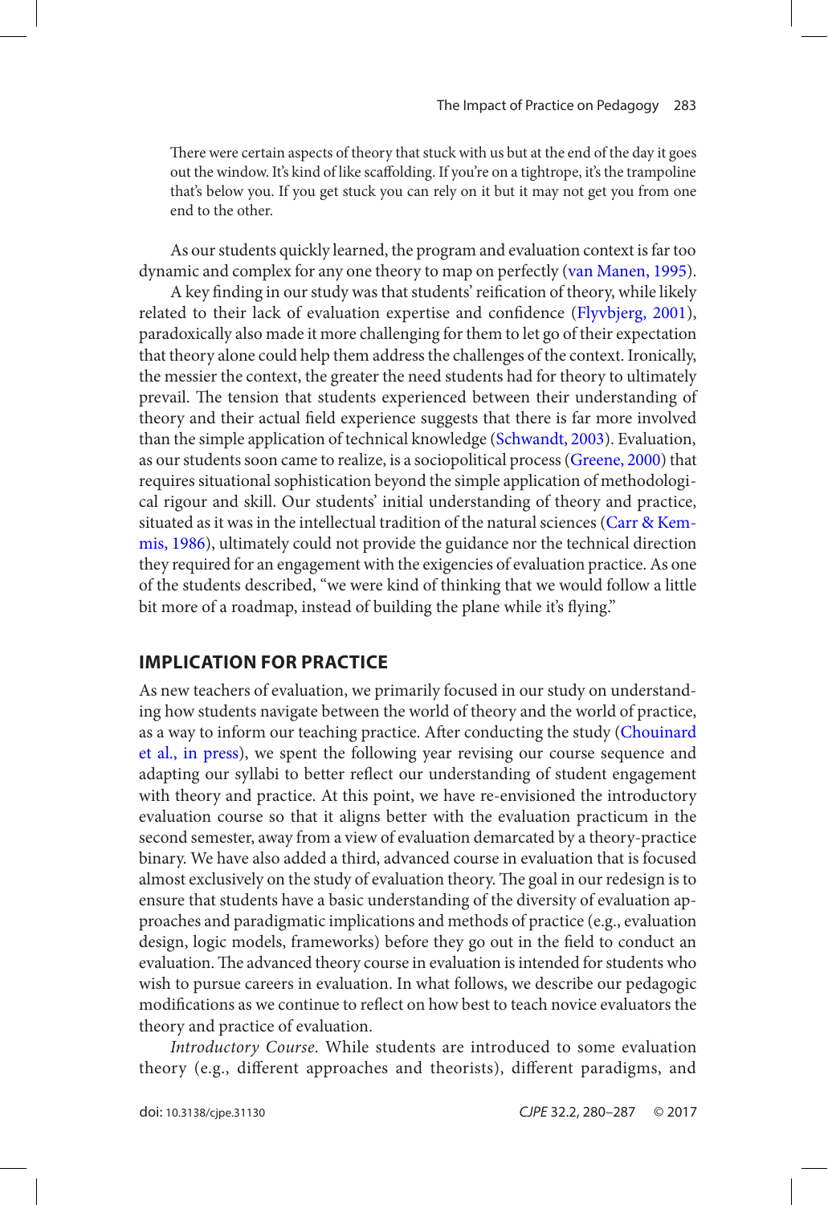> There were certain aspects of theory that stuck with us but at the end of the day it goes out the window. It's kind of like scaffolding. If you're on a tightrope, it's the trampoline that's below you. If you get stuck you can rely on it but it may not get you from one end to the other.

As our students quickly learned, the program and evaluation context is far too dynamic and complex for any one theory to map on perfectly (van Manen, 1995).

A key finding in our study was that students' reification of theory, while likely related to their lack of evaluation expertise and confidence (Flyvbjerg, 2001), paradoxically also made it more challenging for them to let go of their expectation that theory alone could help them address the challenges of the context. Ironically, the messier the context, the greater the need students had for theory to ultimately prevail. The tension that students experienced between their understanding of theory and their actual field experience suggests that there is far more involved than the simple application of technical knowledge (Schwandt, 2003). Evaluation, as our students soon came to realize, is a sociopolitical process (Greene, 2000) that requires situational sophistication beyond the simple application of methodological rigour and skill. Our students' initial understanding of theory and practice, situated as it was in the intellectual tradition of the natural sciences (Carr & Kemmis, 1986), ultimately could not provide the guidance nor the technical direction they required for an engagement with the exigencies of evaluation practice. As one of the students described, "we were kind of thinking that we would follow a little bit more of a roadmap, instead of building the plane while it's flying."

## IMPLICATION FOR PRACTICE

As new teachers of evaluation, we primarily focused in our study on understanding how students navigate between the world of theory and the world of practice, as a way to inform our teaching practice. After conducting the study (Chouinard et al., in press), we spent the following year revising our course sequence and adapting our syllabi to better reflect our understanding of student engagement with theory and practice. At this point, we have re-envisioned the introductory evaluation course so that it aligns better with the evaluation practicum in the second semester, away from a view of evaluation demarcated by a theory-practice binary. We have also added a third, advanced course in evaluation that is focused almost exclusively on the study of evaluation theory. The goal in our redesign is to ensure that students have a basic understanding of the diversity of evaluation approaches and paradigmatic implications and methods of practice (e.g., evaluation design, logic models, frameworks) before they go out in the field to conduct an evaluation. The advanced theory course in evaluation is intended for students who wish to pursue careers in evaluation. In what follows, we describe our pedagogic modifications as we continue to reflect on how best to teach novice evaluators the theory and practice of evaluation.

*Introductory Course*. While students are introduced to some evaluation theory (e.g., different approaches and theorists), different paradigms, and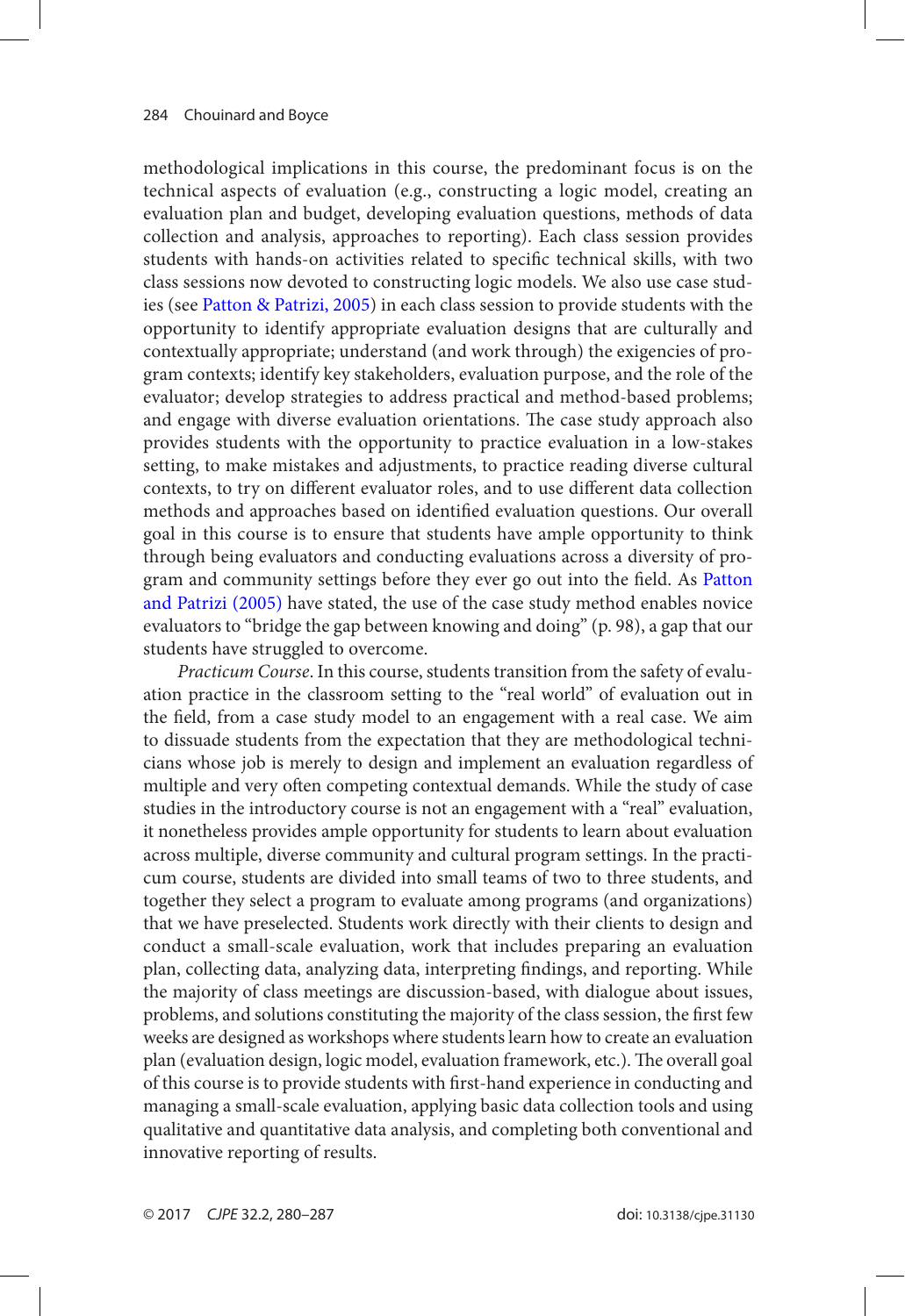methodological implications in this course, the predominant focus is on the technical aspects of evaluation (e.g., constructing a logic model, creating an evaluation plan and budget, developing evaluation questions, methods of data collection and analysis, approaches to reporting). Each class session provides students with hands-on activities related to specific technical skills, with two class sessions now devoted to constructing logic models. We also use case studies (see Patton & Patrizi, 2005) in each class session to provide students with the opportunity to identify appropriate evaluation designs that are culturally and contextually appropriate; understand (and work through) the exigencies of program contexts; identify key stakeholders, evaluation purpose, and the role of the evaluator; develop strategies to address practical and method-based problems; and engage with diverse evaluation orientations. The case study approach also provides students with the opportunity to practice evaluation in a low-stakes setting, to make mistakes and adjustments, to practice reading diverse cultural contexts, to try on different evaluator roles, and to use different data collection methods and approaches based on identified evaluation questions. Our overall goal in this course is to ensure that students have ample opportunity to think through being evaluators and conducting evaluations across a diversity of program and community settings before they ever go out into the field. As Patton and Patrizi (2005) have stated, the use of the case study method enables novice evaluators to "bridge the gap between knowing and doing" (p. 98), a gap that our students have struggled to overcome.

*Practicum Course*. In this course, students transition from the safety of evaluation practice in the classroom setting to the "real world" of evaluation out in the field, from a case study model to an engagement with a real case. We aim to dissuade students from the expectation that they are methodological technicians whose job is merely to design and implement an evaluation regardless of multiple and very often competing contextual demands. While the study of case studies in the introductory course is not an engagement with a "real" evaluation, it nonetheless provides ample opportunity for students to learn about evaluation across multiple, diverse community and cultural program settings. In the practicum course, students are divided into small teams of two to three students, and together they select a program to evaluate among programs (and organizations) that we have preselected. Students work directly with their clients to design and conduct a small-scale evaluation, work that includes preparing an evaluation plan, collecting data, analyzing data, interpreting findings, and reporting. While the majority of class meetings are discussion-based, with dialogue about issues, problems, and solutions constituting the majority of the class session, the first few weeks are designed as workshops where students learn how to create an evaluation plan (evaluation design, logic model, evaluation framework, etc.). The overall goal of this course is to provide students with first-hand experience in conducting and managing a small-scale evaluation, applying basic data collection tools and using qualitative and quantitative data analysis, and completing both conventional and innovative reporting of results.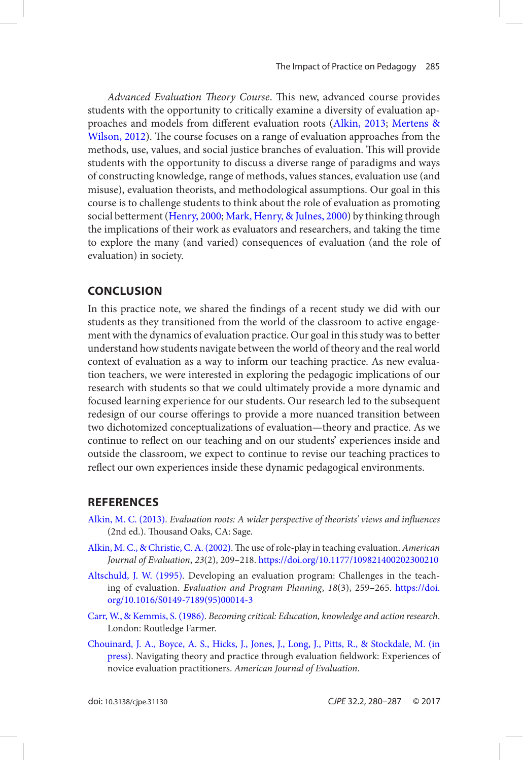*Advanced Evaluation Theory Course*. This new, advanced course provides students with the opportunity to critically examine a diversity of evaluation approaches and models from different evaluation roots (Alkin, 2013; Mertens & Wilson, 2012). The course focuses on a range of evaluation approaches from the methods, use, values, and social justice branches of evaluation. This will provide students with the opportunity to discuss a diverse range of paradigms and ways of constructing knowledge, range of methods, values stances, evaluation use (and misuse), evaluation theorists, and methodological assumptions. Our goal in this course is to challenge students to think about the role of evaluation as promoting social betterment (Henry, 2000; Mark, Henry, & Julnes, 2000) by thinking through the implications of their work as evaluators and researchers, and taking the time to explore the many (and varied) consequences of evaluation (and the role of evaluation) in society.

## CONCLUSION

In this practice note, we shared the findings of a recent study we did with our students as they transitioned from the world of the classroom to active engagement with the dynamics of evaluation practice. Our goal in this study was to better understand how students navigate between the world of theory and the real world context of evaluation as a way to inform our teaching practice. As new evaluation teachers, we were interested in exploring the pedagogic implications of our research with students so that we could ultimately provide a more dynamic and focused learning experience for our students. Our research led to the subsequent redesign of our course offerings to provide a more nuanced transition between two dichotomized conceptualizations of evaluation—theory and practice. As we continue to reflect on our teaching and on our students' experiences inside and outside the classroom, we expect to continue to revise our teaching practices to reflect our own experiences inside these dynamic pedagogical environments.

## REFERENCES

Alkin, M. C. (2013). *Evaluation roots: A wider perspective of theorists' views and influences* (2nd ed.). Thousand Oaks, CA: Sage.

Alkin, M. C., & Christie, C. A. (2002). The use of role-play in teaching evaluation. *American Journal of Evaluation*, *23*(2), 209–218. https://doi.org/10.1177/109821400202300210

Altschuld, J. W. (1995). Developing an evaluation program: Challenges in the teaching of evaluation. *Evaluation and Program Planning*, *18*(3), 259–265. https://doi.org/10.1016/S0149-7189(95)00014-3

Carr, W., & Kemmis, S. (1986). *Becoming critical: Education, knowledge and action research*. London: Routledge Farmer.

Chouinard, J. A., Boyce, A. S., Hicks, J., Jones, J., Long, J., Pitts, R., & Stockdale, M. (in press). Navigating theory and practice through evaluation fieldwork: Experiences of novice evaluation practitioners. *American Journal of Evaluation*.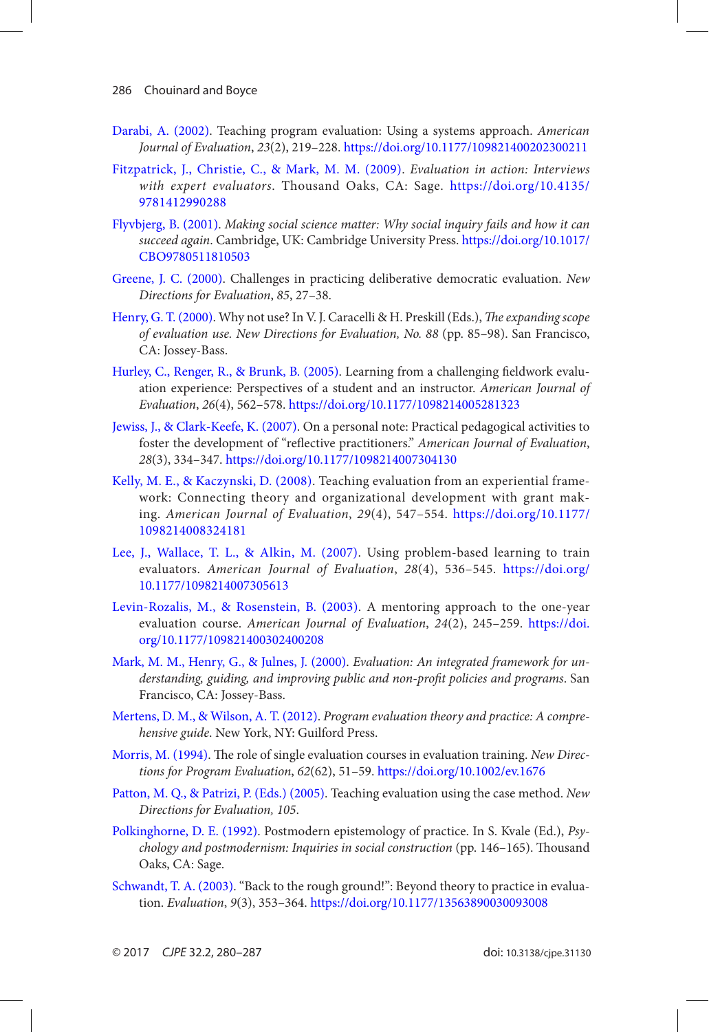Darabi, A. (2002). Teaching program evaluation: Using a systems approach. *American Journal of Evaluation*, *23*(2), 219–228. https://doi.org/10.1177/109821400202300211

Fitzpatrick, J., Christie, C., & Mark, M. M. (2009). *Evaluation in action: Interviews with expert evaluators*. Thousand Oaks, CA: Sage. https://doi.org/10.4135/9781412990288

Flyvbjerg, B. (2001). *Making social science matter: Why social inquiry fails and how it can succeed again*. Cambridge, UK: Cambridge University Press. https://doi.org/10.1017/CBO9780511810503

Greene, J. C. (2000). Challenges in practicing deliberative democratic evaluation. *New Directions for Evaluation*, *85*, 27–38.

Henry, G. T. (2000). Why not use? In V. J. Caracelli & H. Preskill (Eds.), *The expanding scope of evaluation use. New Directions for Evaluation, No. 88* (pp. 85–98). San Francisco, CA: Jossey-Bass.

Hurley, C., Renger, R., & Brunk, B. (2005). Learning from a challenging fieldwork evaluation experience: Perspectives of a student and an instructor. *American Journal of Evaluation*, *26*(4), 562–578. https://doi.org/10.1177/1098214005281323

Jewiss, J., & Clark-Keefe, K. (2007). On a personal note: Practical pedagogical activities to foster the development of "reflective practitioners." *American Journal of Evaluation*, *28*(3), 334–347. https://doi.org/10.1177/1098214007304130

Kelly, M. E., & Kaczynski, D. (2008). Teaching evaluation from an experiential framework: Connecting theory and organizational development with grant making. *American Journal of Evaluation*, *29*(4), 547–554. https://doi.org/10.1177/1098214008324181

Lee, J., Wallace, T. L., & Alkin, M. (2007). Using problem-based learning to train evaluators. *American Journal of Evaluation*, *28*(4), 536–545. https://doi.org/10.1177/1098214007305613

Levin-Rozalis, M., & Rosenstein, B. (2003). A mentoring approach to the one-year evaluation course. *American Journal of Evaluation*, *24*(2), 245–259. https://doi.org/10.1177/109821400302400208

Mark, M. M., Henry, G., & Julnes, J. (2000). *Evaluation: An integrated framework for understanding, guiding, and improving public and non-profit policies and programs*. San Francisco, CA: Jossey-Bass.

Mertens, D. M., & Wilson, A. T. (2012). *Program evaluation theory and practice: A comprehensive guide*. New York, NY: Guilford Press.

Morris, M. (1994). The role of single evaluation courses in evaluation training. *New Directions for Program Evaluation*, *62*(62), 51–59. https://doi.org/10.1002/ev.1676

Patton, M. Q., & Patrizi, P. (Eds.) (2005). Teaching evaluation using the case method. *New Directions for Evaluation, 105*.

Polkinghorne, D. E. (1992). Postmodern epistemology of practice. In S. Kvale (Ed.), *Psychology and postmodernism: Inquiries in social construction* (pp. 146–165). Thousand Oaks, CA: Sage.

Schwandt, T. A. (2003). "Back to the rough ground!": Beyond theory to practice in evaluation. *Evaluation*, *9*(3), 353–364. https://doi.org/10.1177/13563890030093008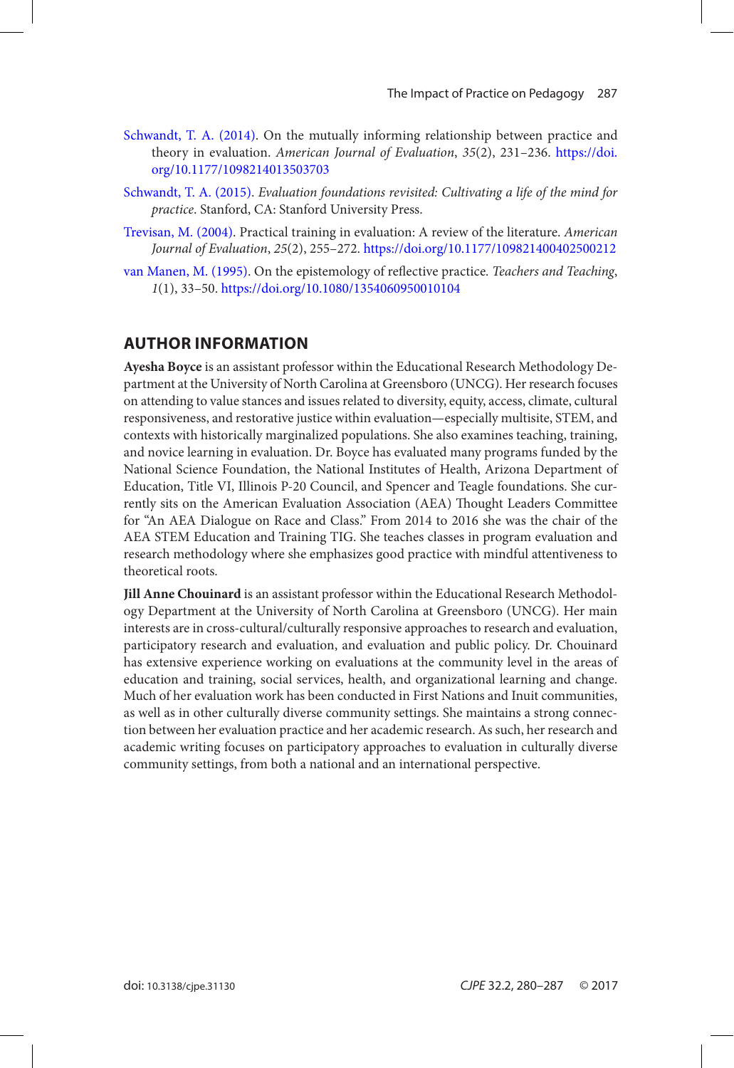Schwandt, T. A. (2014). On the mutually informing relationship between practice and theory in evaluation. *American Journal of Evaluation*, *35*(2), 231–236. https://doi.org/10.1177/1098214013503703

Schwandt, T. A. (2015). *Evaluation foundations revisited: Cultivating a life of the mind for practice*. Stanford, CA: Stanford University Press.

Trevisan, M. (2004). Practical training in evaluation: A review of the literature. *American Journal of Evaluation*, *25*(2), 255–272. https://doi.org/10.1177/109821400402500212

van Manen, M. (1995). On the epistemology of reflective practice. *Teachers and Teaching*, *1*(1), 33–50. https://doi.org/10.1080/1354060950010104

## AUTHOR INFORMATION

**Ayesha Boyce** is an assistant professor within the Educational Research Methodology Department at the University of North Carolina at Greensboro (UNCG). Her research focuses on attending to value stances and issues related to diversity, equity, access, climate, cultural responsiveness, and restorative justice within evaluation—especially multisite, STEM, and contexts with historically marginalized populations. She also examines teaching, training, and novice learning in evaluation. Dr. Boyce has evaluated many programs funded by the National Science Foundation, the National Institutes of Health, Arizona Department of Education, Title VI, Illinois P-20 Council, and Spencer and Teagle foundations. She currently sits on the American Evaluation Association (AEA) Thought Leaders Committee for "An AEA Dialogue on Race and Class." From 2014 to 2016 she was the chair of the AEA STEM Education and Training TIG. She teaches classes in program evaluation and research methodology where she emphasizes good practice with mindful attentiveness to theoretical roots.

**Jill Anne Chouinard** is an assistant professor within the Educational Research Methodology Department at the University of North Carolina at Greensboro (UNCG). Her main interests are in cross-cultural/culturally responsive approaches to research and evaluation, participatory research and evaluation, and evaluation and public policy. Dr. Chouinard has extensive experience working on evaluations at the community level in the areas of education and training, social services, health, and organizational learning and change. Much of her evaluation work has been conducted in First Nations and Inuit communities, as well as in other culturally diverse community settings. She maintains a strong connection between her evaluation practice and her academic research. As such, her research and academic writing focuses on participatory approaches to evaluation in culturally diverse community settings, from both a national and an international perspective.